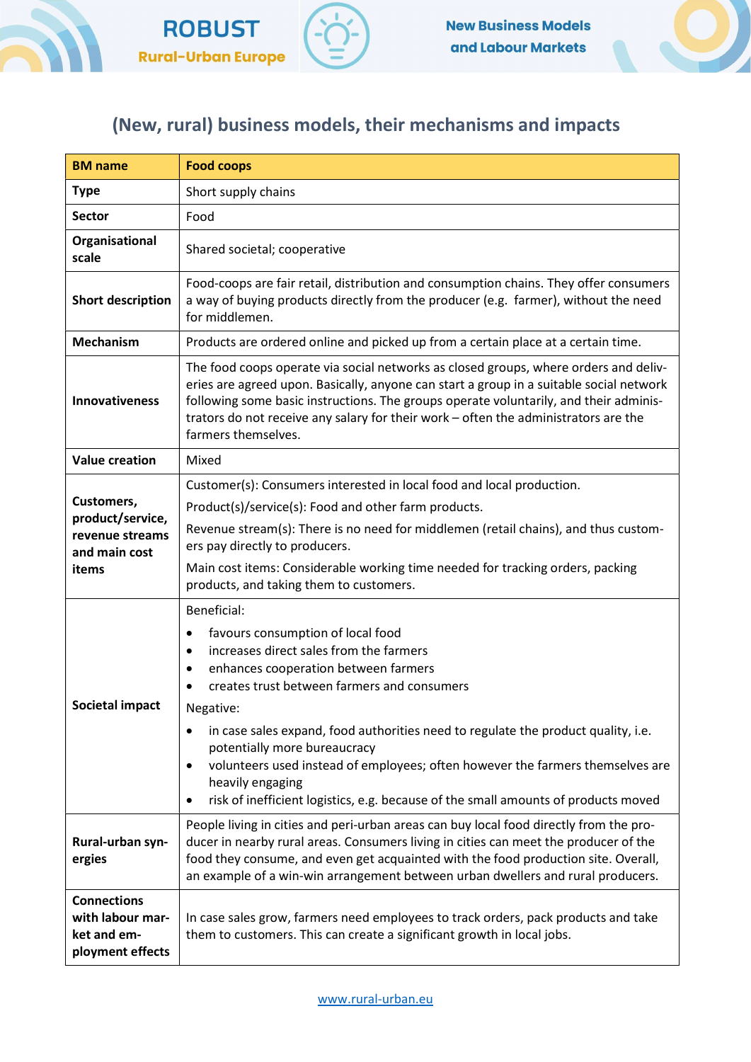# (New, rural) business models, their mechanisms and impacts

| BM name | Food coops |
|---|---|
| **Type** | Short supply chains |
| **Sector** | Food |
| **Organisational scale** | Shared societal; cooperative |
| **Short description** | Food-coops are fair retail, distribution and consumption chains. They offer consumers a way of buying products directly from the producer (e.g. farmer), without the need for middlemen. |
| **Mechanism** | Products are ordered online and picked up from a certain place at a certain time. |
| **Innovativeness** | The food coops operate via social networks as closed groups, where orders and deliveries are agreed upon. Basically, anyone can start a group in a suitable social network following some basic instructions. The groups operate voluntarily, and their administrators do not receive any salary for their work – often the administrators are the farmers themselves. |
| **Value creation** | Mixed |
| **Customers, product/service, revenue streams and main cost items** | Customer(s): Consumers interested in local food and local production.<br>Product(s)/service(s): Food and other farm products.<br>Revenue stream(s): There is no need for middlemen (retail chains), and thus customers pay directly to producers.<br>Main cost items: Considerable working time needed for tracking orders, packing products, and taking them to customers. |
| **Societal impact** | Beneficial:<br>• favours consumption of local food<br>• increases direct sales from the farmers<br>• enhances cooperation between farmers<br>• creates trust between farmers and consumers<br>Negative:<br>• in case sales expand, food authorities need to regulate the product quality, i.e. potentially more bureaucracy<br>• volunteers used instead of employees; often however the farmers themselves are heavily engaging<br>• risk of inefficient logistics, e.g. because of the small amounts of products moved |
| **Rural-urban synergies** | People living in cities and peri-urban areas can buy local food directly from the producer in nearby rural areas. Consumers living in cities can meet the producer of the food they consume, and even get acquainted with the food production site. Overall, an example of a win-win arrangement between urban dwellers and rural producers. |
| **Connections with labour market and employment effects** | In case sales grow, farmers need employees to track orders, pack products and take them to customers. This can create a significant growth in local jobs. |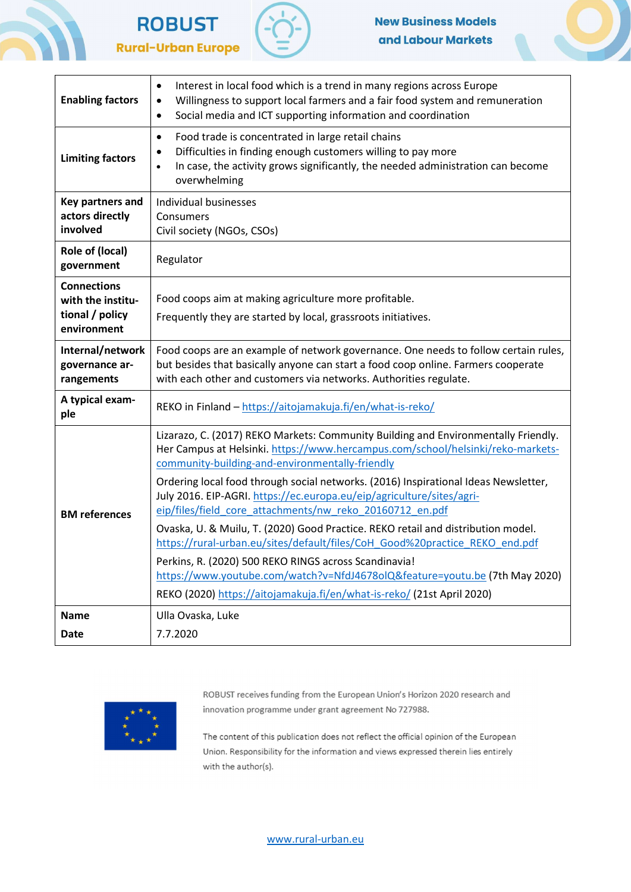| | |
|---|---|
| **Enabling factors** | • Interest in local food which is a trend in many regions across Europe<br>• Willingness to support local farmers and a fair food system and remuneration<br>• Social media and ICT supporting information and coordination |
| **Limiting factors** | • Food trade is concentrated in large retail chains<br>• Difficulties in finding enough customers willing to pay more<br>• In case, the activity grows significantly, the needed administration can become overwhelming |
| **Key partners and actors directly involved** | Individual businesses<br>Consumers<br>Civil society (NGOs, CSOs) |
| **Role of (local) government** | Regulator |
| **Connections with the institutional / policy environment** | Food coops aim at making agriculture more profitable.<br>Frequently they are started by local, grassroots initiatives. |
| **Internal/network governance arrangements** | Food coops are an example of network governance. One needs to follow certain rules, but besides that basically anyone can start a food coop online. Farmers cooperate with each other and customers via networks. Authorities regulate. |
| **A typical example** | REKO in Finland – https://aitojamakuja.fi/en/what-is-reko/ |
| **BM references** | Lizarazo, C. (2017) REKO Markets: Community Building and Environmentally Friendly. Her Campus at Helsinki. https://www.hercampus.com/school/helsinki/reko-markets-community-building-and-environmentally-friendly<br>Ordering local food through social networks. (2016) Inspirational Ideas Newsletter, July 2016. EIP-AGRI. https://ec.europa.eu/eip/agriculture/sites/agri-eip/files/field_core_attachments/nw_reko_20160712_en.pdf<br>Ovaska, U. & Muilu, T. (2020) Good Practice. REKO retail and distribution model. https://rural-urban.eu/sites/default/files/CoH_Good%20practice_REKO_end.pdf<br>Perkins, R. (2020) 500 REKO RINGS across Scandinavia! https://www.youtube.com/watch?v=NfdJ4678olQ&feature=youtu.be (7th May 2020)<br>REKO (2020) https://aitojamakuja.fi/en/what-is-reko/ (21st April 2020) |
| **Name**<br>**Date** | Ulla Ovaska, Luke<br>7.7.2020 |

ROBUST receives funding from the European Union's Horizon 2020 research and innovation programme under grant agreement No 727988.

The content of this publication does not reflect the official opinion of the European Union. Responsibility for the information and views expressed therein lies entirely with the author(s).

www.rural-urban.eu